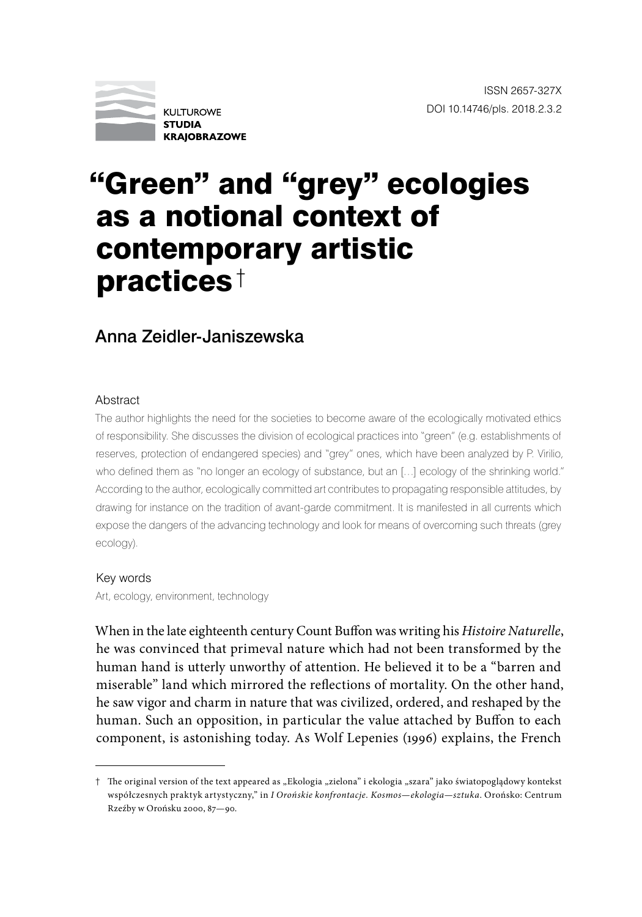ISSN 2657-327X
DOI 10.14746/pls. 2018.2.3.2

# "Green" and "grey" ecologies as a notional context of contemporary artistic practices†

## Anna Zeidler-Janiszewska

### Abstract

The author highlights the need for the societies to become aware of the ecologically motivated ethics of responsibility. She discusses the division of ecological practices into "green" (e.g. establishments of reserves, protection of endangered species) and "grey" ones, which have been analyzed by P. Virilio, who defined them as "no longer an ecology of substance, but an […] ecology of the shrinking world." According to the author, ecologically committed art contributes to propagating responsible attitudes, by drawing for instance on the tradition of avant-garde commitment. It is manifested in all currents which expose the dangers of the advancing technology and look for means of overcoming such threats (grey ecology).

### Key words

Art, ecology, environment, technology

When in the late eighteenth century Count Buffon was writing his *Histoire Naturelle*, he was convinced that primeval nature which had not been transformed by the human hand is utterly unworthy of attention. He believed it to be a "barren and miserable" land which mirrored the reflections of mortality. On the other hand, he saw vigor and charm in nature that was civilized, ordered, and reshaped by the human. Such an opposition, in particular the value attached by Buffon to each component, is astonishing today. As Wolf Lepenies (1996) explains, the French

---

† The original version of the text appeared as „Ekologia „zielona" i ekologia „szara" jako światopoglądowy kontekst współczesnych praktyk artystyczny," in *I Orońskie konfrontacje. Kosmos—ekologia—sztuka*. Orońsko: Centrum Rzeźby w Orońsku 2000, 87—90.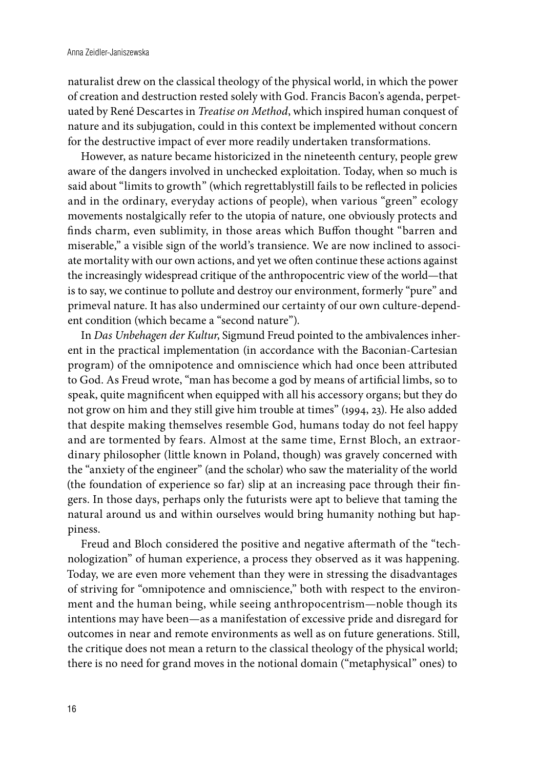naturalist drew on the classical theology of the physical world, in which the power of creation and destruction rested solely with God. Francis Bacon's agenda, perpetuated by René Descartes in *Treatise on Method*, which inspired human conquest of nature and its subjugation, could in this context be implemented without concern for the destructive impact of ever more readily undertaken transformations.

However, as nature became historicized in the nineteenth century, people grew aware of the dangers involved in unchecked exploitation. Today, when so much is said about "limits to growth" (which regrettablystill fails to be reflected in policies and in the ordinary, everyday actions of people), when various "green" ecology movements nostalgically refer to the utopia of nature, one obviously protects and finds charm, even sublimity, in those areas which Buffon thought "barren and miserable," a visible sign of the world's transience. We are now inclined to associate mortality with our own actions, and yet we often continue these actions against the increasingly widespread critique of the anthropocentric view of the world—that is to say, we continue to pollute and destroy our environment, formerly "pure" and primeval nature. It has also undermined our certainty of our own culture-dependent condition (which became a "second nature").

In *Das Unbehagen der Kultur*, Sigmund Freud pointed to the ambivalences inherent in the practical implementation (in accordance with the Baconian-Cartesian program) of the omnipotence and omniscience which had once been attributed to God. As Freud wrote, "man has become a god by means of artificial limbs, so to speak, quite magnificent when equipped with all his accessory organs; but they do not grow on him and they still give him trouble at times" (1994, 23). He also added that despite making themselves resemble God, humans today do not feel happy and are tormented by fears. Almost at the same time, Ernst Bloch, an extraordinary philosopher (little known in Poland, though) was gravely concerned with the "anxiety of the engineer" (and the scholar) who saw the materiality of the world (the foundation of experience so far) slip at an increasing pace through their fingers. In those days, perhaps only the futurists were apt to believe that taming the natural around us and within ourselves would bring humanity nothing but happiness.

Freud and Bloch considered the positive and negative aftermath of the "technologization" of human experience, a process they observed as it was happening. Today, we are even more vehement than they were in stressing the disadvantages of striving for "omnipotence and omniscience," both with respect to the environment and the human being, while seeing anthropocentrism—noble though its intentions may have been—as a manifestation of excessive pride and disregard for outcomes in near and remote environments as well as on future generations. Still, the critique does not mean a return to the classical theology of the physical world; there is no need for grand moves in the notional domain ("metaphysical" ones) to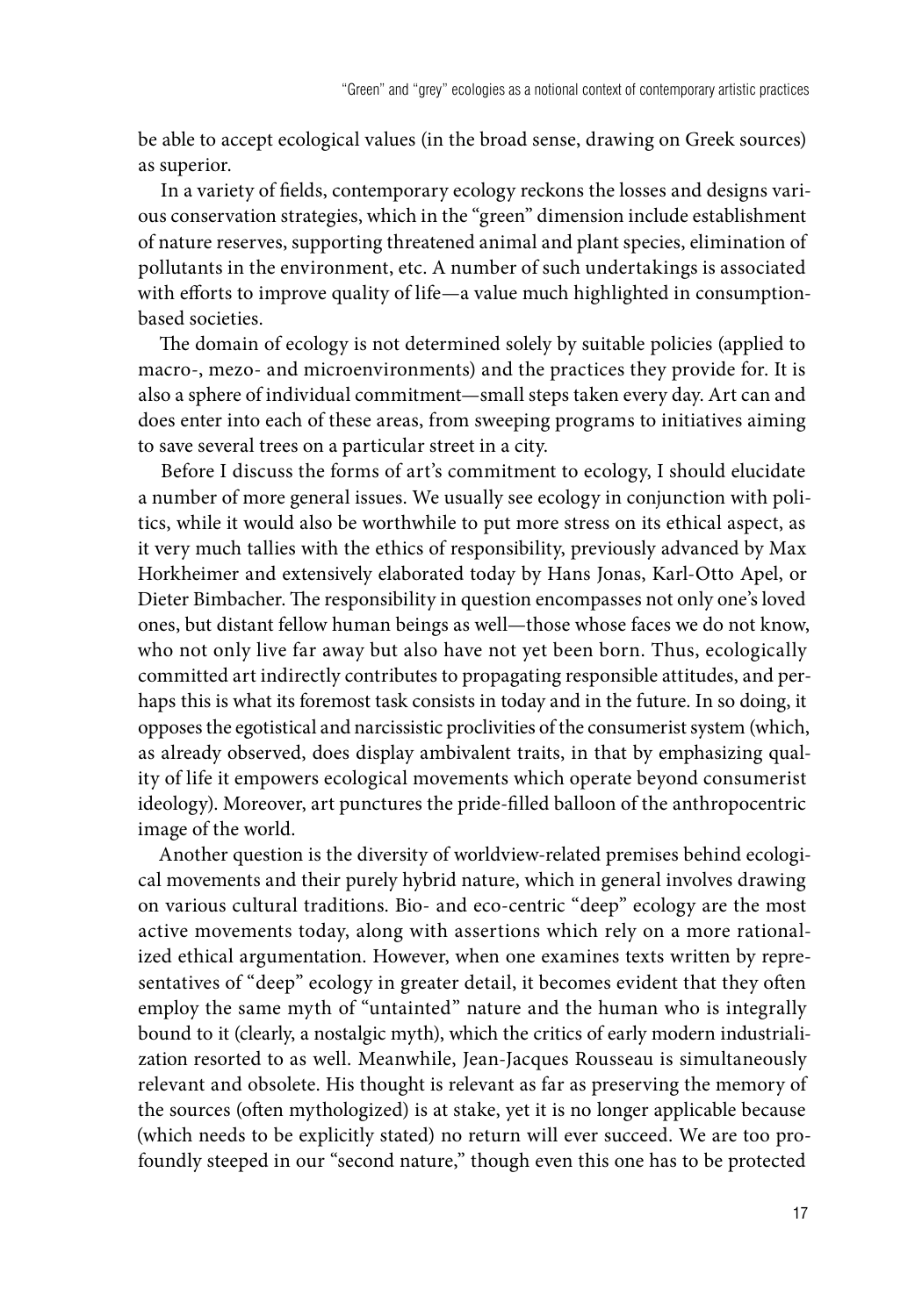be able to accept ecological values (in the broad sense, drawing on Greek sources) as superior.

In a variety of fields, contemporary ecology reckons the losses and designs various conservation strategies, which in the "green" dimension include establishment of nature reserves, supporting threatened animal and plant species, elimination of pollutants in the environment, etc. A number of such undertakings is associated with efforts to improve quality of life—a value much highlighted in consumption-based societies.

The domain of ecology is not determined solely by suitable policies (applied to macro-, mezo- and microenvironments) and the practices they provide for. It is also a sphere of individual commitment—small steps taken every day. Art can and does enter into each of these areas, from sweeping programs to initiatives aiming to save several trees on a particular street in a city.

Before I discuss the forms of art's commitment to ecology, I should elucidate a number of more general issues. We usually see ecology in conjunction with politics, while it would also be worthwhile to put more stress on its ethical aspect, as it very much tallies with the ethics of responsibility, previously advanced by Max Horkheimer and extensively elaborated today by Hans Jonas, Karl-Otto Apel, or Dieter Bimbacher. The responsibility in question encompasses not only one's loved ones, but distant fellow human beings as well—those whose faces we do not know, who not only live far away but also have not yet been born. Thus, ecologically committed art indirectly contributes to propagating responsible attitudes, and perhaps this is what its foremost task consists in today and in the future. In so doing, it opposes the egotistical and narcissistic proclivities of the consumerist system (which, as already observed, does display ambivalent traits, in that by emphasizing quality of life it empowers ecological movements which operate beyond consumerist ideology). Moreover, art punctures the pride-filled balloon of the anthropocentric image of the world.

Another question is the diversity of worldview-related premises behind ecological movements and their purely hybrid nature, which in general involves drawing on various cultural traditions. Bio- and eco-centric "deep" ecology are the most active movements today, along with assertions which rely on a more rationalized ethical argumentation. However, when one examines texts written by representatives of "deep" ecology in greater detail, it becomes evident that they often employ the same myth of "untainted" nature and the human who is integrally bound to it (clearly, a nostalgic myth), which the critics of early modern industrialization resorted to as well. Meanwhile, Jean-Jacques Rousseau is simultaneously relevant and obsolete. His thought is relevant as far as preserving the memory of the sources (often mythologized) is at stake, yet it is no longer applicable because (which needs to be explicitly stated) no return will ever succeed. We are too profoundly steeped in our "second nature," though even this one has to be protected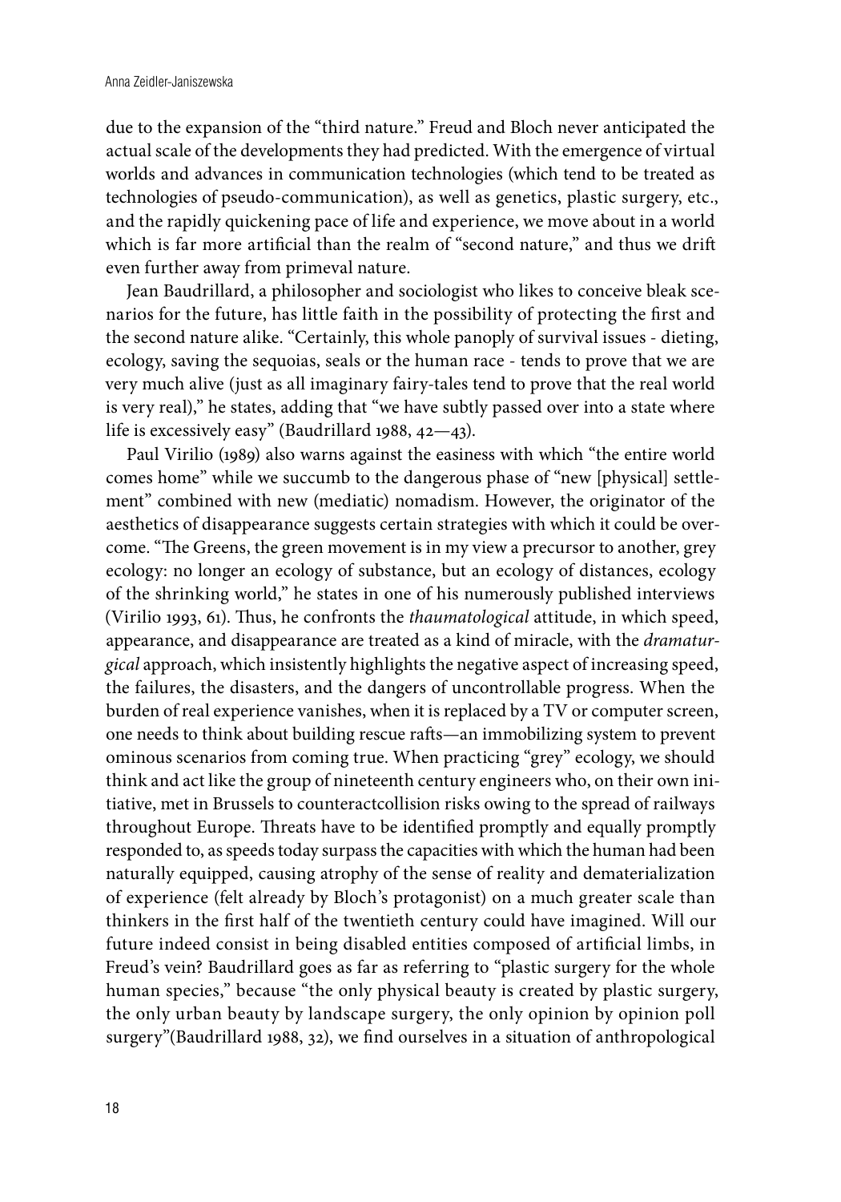due to the expansion of the "third nature." Freud and Bloch never anticipated the actual scale of the developments they had predicted. With the emergence of virtual worlds and advances in communication technologies (which tend to be treated as technologies of pseudo-communication), as well as genetics, plastic surgery, etc., and the rapidly quickening pace of life and experience, we move about in a world which is far more artificial than the realm of "second nature," and thus we drift even further away from primeval nature.

Jean Baudrillard, a philosopher and sociologist who likes to conceive bleak scenarios for the future, has little faith in the possibility of protecting the first and the second nature alike. "Certainly, this whole panoply of survival issues - dieting, ecology, saving the sequoias, seals or the human race - tends to prove that we are very much alive (just as all imaginary fairy-tales tend to prove that the real world is very real)," he states, adding that "we have subtly passed over into a state where life is excessively easy" (Baudrillard 1988, 42—43).

Paul Virilio (1989) also warns against the easiness with which "the entire world comes home" while we succumb to the dangerous phase of "new [physical] settlement" combined with new (mediatic) nomadism. However, the originator of the aesthetics of disappearance suggests certain strategies with which it could be overcome. "The Greens, the green movement is in my view a precursor to another, grey ecology: no longer an ecology of substance, but an ecology of distances, ecology of the shrinking world," he states in one of his numerously published interviews (Virilio 1993, 61). Thus, he confronts the *thaumatological* attitude, in which speed, appearance, and disappearance are treated as a kind of miracle, with the *dramaturgical* approach, which insistently highlights the negative aspect of increasing speed, the failures, the disasters, and the dangers of uncontrollable progress. When the burden of real experience vanishes, when it is replaced by a TV or computer screen, one needs to think about building rescue rafts—an immobilizing system to prevent ominous scenarios from coming true. When practicing "grey" ecology, we should think and act like the group of nineteenth century engineers who, on their own initiative, met in Brussels to counteractcollision risks owing to the spread of railways throughout Europe. Threats have to be identified promptly and equally promptly responded to, as speeds today surpass the capacities with which the human had been naturally equipped, causing atrophy of the sense of reality and dematerialization of experience (felt already by Bloch's protagonist) on a much greater scale than thinkers in the first half of the twentieth century could have imagined. Will our future indeed consist in being disabled entities composed of artificial limbs, in Freud's vein? Baudrillard goes as far as referring to "plastic surgery for the whole human species," because "the only physical beauty is created by plastic surgery, the only urban beauty by landscape surgery, the only opinion by opinion poll surgery"(Baudrillard 1988, 32), we find ourselves in a situation of anthropological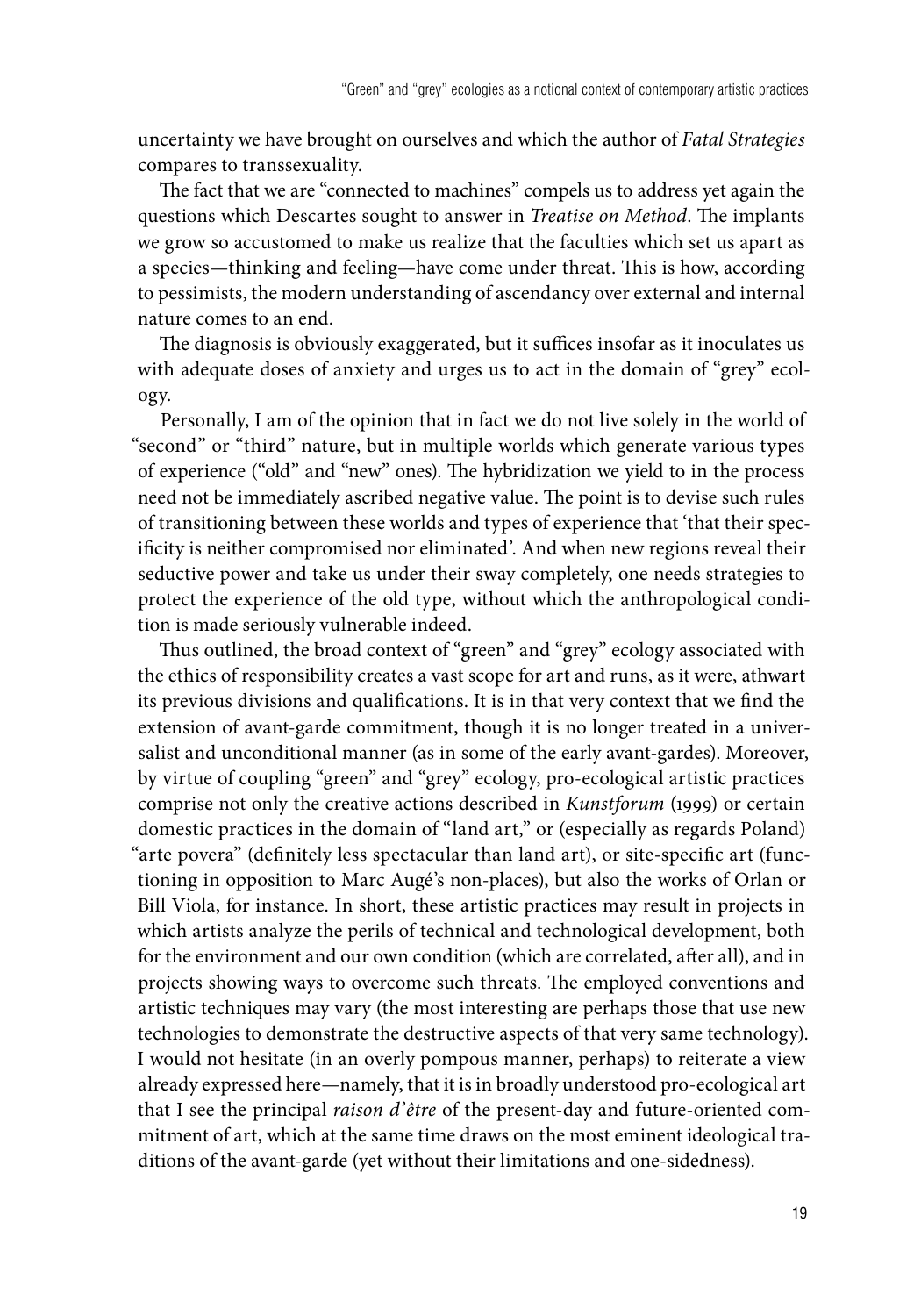uncertainty we have brought on ourselves and which the author of *Fatal Strategies* compares to transsexuality.

The fact that we are "connected to machines" compels us to address yet again the questions which Descartes sought to answer in *Treatise on Method*. The implants we grow so accustomed to make us realize that the faculties which set us apart as a species—thinking and feeling—have come under threat. This is how, according to pessimists, the modern understanding of ascendancy over external and internal nature comes to an end.

The diagnosis is obviously exaggerated, but it suffices insofar as it inoculates us with adequate doses of anxiety and urges us to act in the domain of "grey" ecology.

Personally, I am of the opinion that in fact we do not live solely in the world of "second" or "third" nature, but in multiple worlds which generate various types of experience ("old" and "new" ones). The hybridization we yield to in the process need not be immediately ascribed negative value. The point is to devise such rules of transitioning between these worlds and types of experience that 'that their specificity is neither compromised nor eliminated'. And when new regions reveal their seductive power and take us under their sway completely, one needs strategies to protect the experience of the old type, without which the anthropological condition is made seriously vulnerable indeed.

Thus outlined, the broad context of "green" and "grey" ecology associated with the ethics of responsibility creates a vast scope for art and runs, as it were, athwart its previous divisions and qualifications. It is in that very context that we find the extension of avant-garde commitment, though it is no longer treated in a universalist and unconditional manner (as in some of the early avant-gardes). Moreover, by virtue of coupling "green" and "grey" ecology, pro-ecological artistic practices comprise not only the creative actions described in *Kunstforum* (1999) or certain domestic practices in the domain of "land art," or (especially as regards Poland) "arte povera" (definitely less spectacular than land art), or site-specific art (functioning in opposition to Marc Augé's non-places), but also the works of Orlan or Bill Viola, for instance. In short, these artistic practices may result in projects in which artists analyze the perils of technical and technological development, both for the environment and our own condition (which are correlated, after all), and in projects showing ways to overcome such threats. The employed conventions and artistic techniques may vary (the most interesting are perhaps those that use new technologies to demonstrate the destructive aspects of that very same technology). I would not hesitate (in an overly pompous manner, perhaps) to reiterate a view already expressed here—namely, that it is in broadly understood pro-ecological art that I see the principal *raison d'être* of the present-day and future-oriented commitment of art, which at the same time draws on the most eminent ideological traditions of the avant-garde (yet without their limitations and one-sidedness).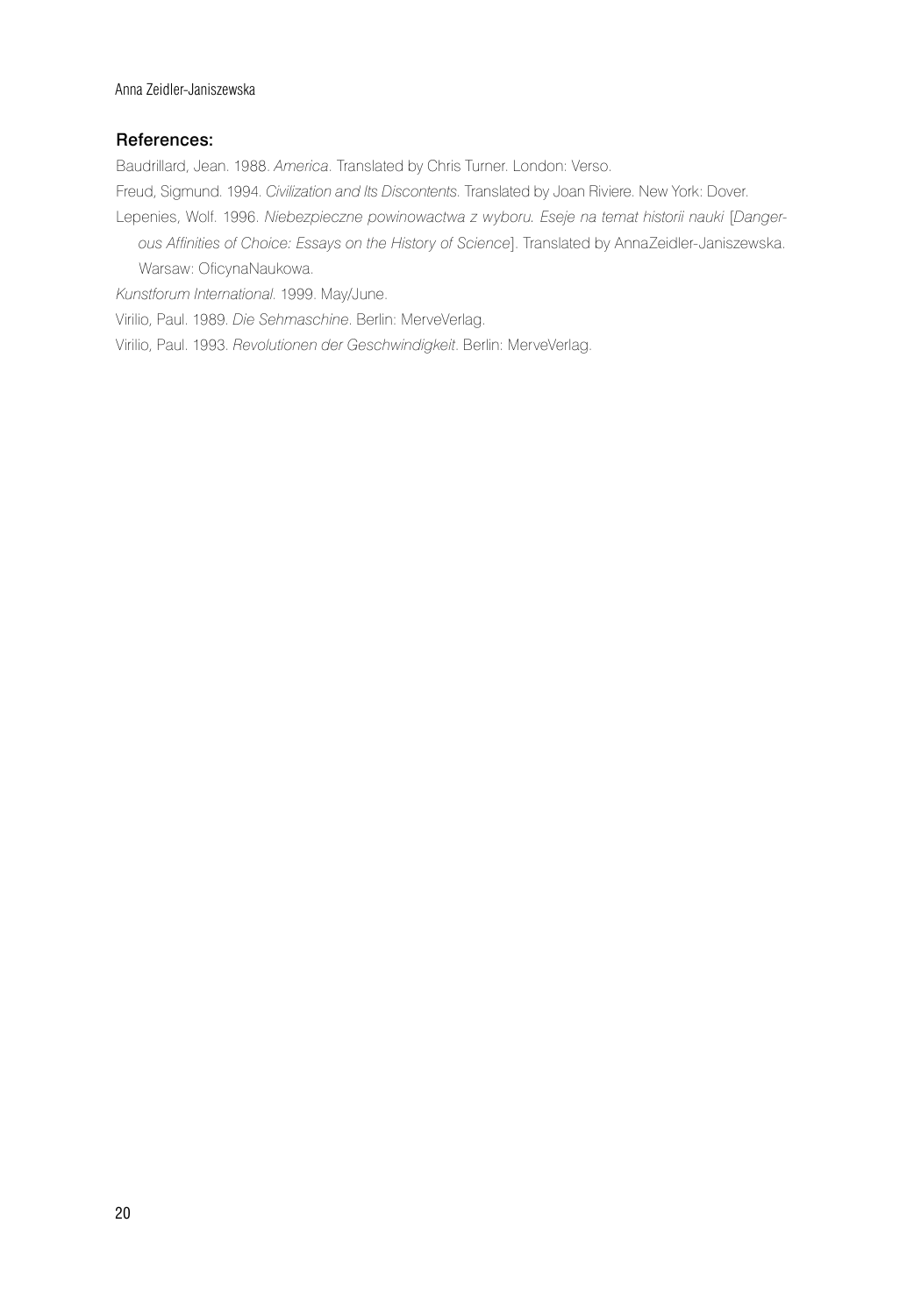## References:

Baudrillard, Jean. 1988. *America*. Translated by Chris Turner. London: Verso.

Freud, Sigmund. 1994. *Civilization and Its Discontents*. Translated by Joan Riviere. New York: Dover.

Lepenies, Wolf. 1996. *Niebezpieczne powinowactwa z wyboru. Eseje na temat historii nauki* [*Dangerous Affinities of Choice: Essays on the History of Science*]. Translated by AnnaZeidler-Janiszewska. Warsaw: OficynaNaukowa.

*Kunstforum International*. 1999. May/June.

Virilio, Paul. 1989. *Die Sehmaschine*. Berlin: MerveVerlag.

Virilio, Paul. 1993. *Revolutionen der Geschwindigkeit*. Berlin: MerveVerlag.